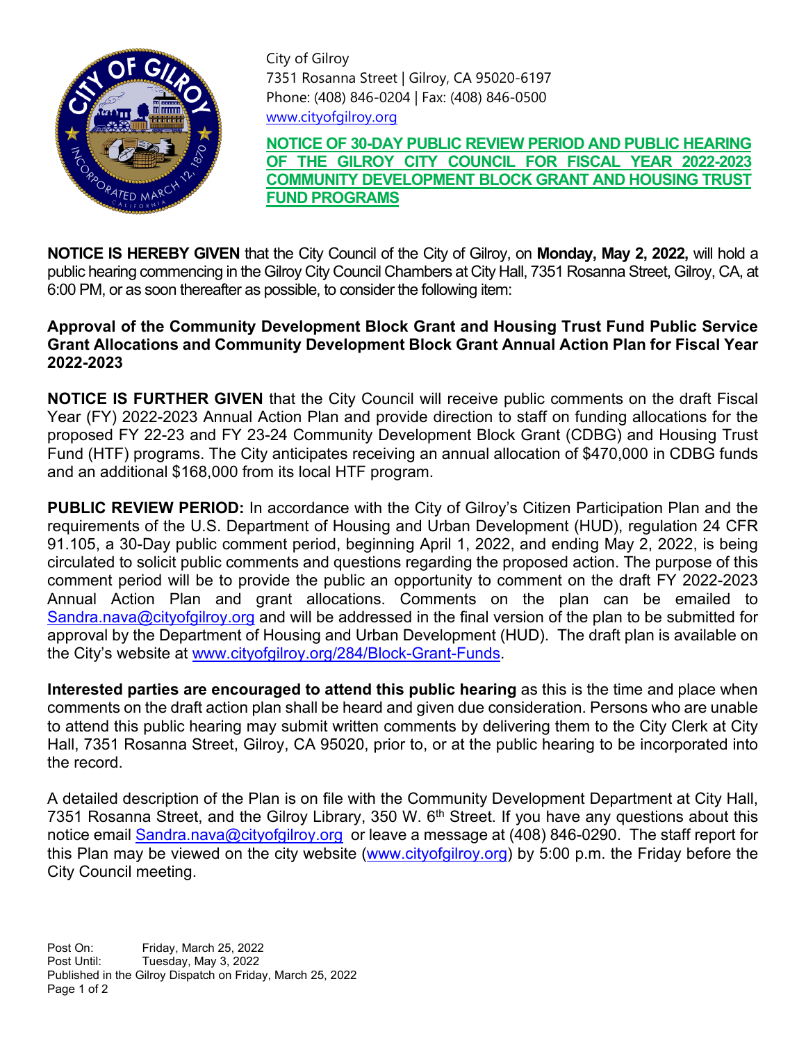City of Gilroy
7351 Rosanna Street | Gilroy, CA 95020-6197
Phone: (408) 846-0204 | Fax: (408) 846-0500
www.cityofgilroy.org

# NOTICE OF 30-DAY PUBLIC REVIEW PERIOD AND PUBLIC HEARING OF THE GILROY CITY COUNCIL FOR FISCAL YEAR 2022-2023 COMMUNITY DEVELOPMENT BLOCK GRANT AND HOUSING TRUST FUND PROGRAMS

**NOTICE IS HEREBY GIVEN** that the City Council of the City of Gilroy, on **Monday, May 2, 2022,** will hold a public hearing commencing in the Gilroy City Council Chambers at City Hall, 7351 Rosanna Street, Gilroy, CA, at 6:00 PM, or as soon thereafter as possible, to consider the following item:

**Approval of the Community Development Block Grant and Housing Trust Fund Public Service Grant Allocations and Community Development Block Grant Annual Action Plan for Fiscal Year 2022-2023**

**NOTICE IS FURTHER GIVEN** that the City Council will receive public comments on the draft Fiscal Year (FY) 2022-2023 Annual Action Plan and provide direction to staff on funding allocations for the proposed FY 22-23 and FY 23-24 Community Development Block Grant (CDBG) and Housing Trust Fund (HTF) programs. The City anticipates receiving an annual allocation of $470,000 in CDBG funds and an additional $168,000 from its local HTF program.

**PUBLIC REVIEW PERIOD:** In accordance with the City of Gilroy's Citizen Participation Plan and the requirements of the U.S. Department of Housing and Urban Development (HUD), regulation 24 CFR 91.105, a 30-Day public comment period, beginning April 1, 2022, and ending May 2, 2022, is being circulated to solicit public comments and questions regarding the proposed action. The purpose of this comment period will be to provide the public an opportunity to comment on the draft FY 2022-2023 Annual Action Plan and grant allocations. Comments on the plan can be emailed to Sandra.nava@cityofgilroy.org and will be addressed in the final version of the plan to be submitted for approval by the Department of Housing and Urban Development (HUD). The draft plan is available on the City's website at www.cityofgilroy.org/284/Block-Grant-Funds.

**Interested parties are encouraged to attend this public hearing** as this is the time and place when comments on the draft action plan shall be heard and given due consideration. Persons who are unable to attend this public hearing may submit written comments by delivering them to the City Clerk at City Hall, 7351 Rosanna Street, Gilroy, CA 95020, prior to, or at the public hearing to be incorporated into the record.

A detailed description of the Plan is on file with the Community Development Department at City Hall, 7351 Rosanna Street, and the Gilroy Library, 350 W. 6th Street. If you have any questions about this notice email Sandra.nava@cityofgilroy.org or leave a message at (408) 846-0290. The staff report for this Plan may be viewed on the city website (www.cityofgilroy.org) by 5:00 p.m. the Friday before the City Council meeting.

Post On: Friday, March 25, 2022
Post Until: Tuesday, May 3, 2022
Published in the Gilroy Dispatch on Friday, March 25, 2022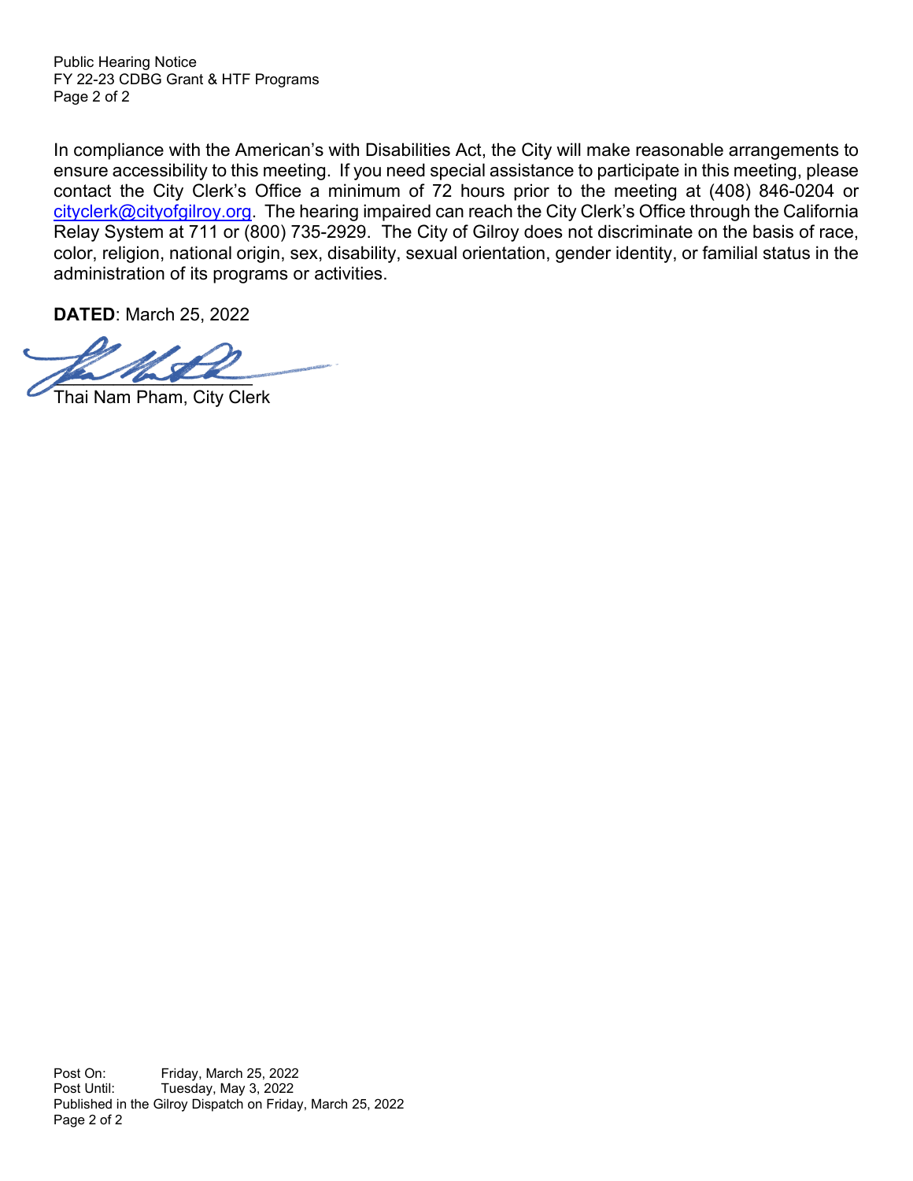In compliance with the American's with Disabilities Act, the City will make reasonable arrangements to ensure accessibility to this meeting. If you need special assistance to participate in this meeting, please contact the City Clerk's Office a minimum of 72 hours prior to the meeting at (408) 846-0204 or cityclerk@cityofgilroy.org. The hearing impaired can reach the City Clerk's Office through the California Relay System at 711 or (800) 735-2929. The City of Gilroy does not discriminate on the basis of race, color, religion, national origin, sex, disability, sexual orientation, gender identity, or familial status in the administration of its programs or activities.

**DATED**: March 25, 2022

Thai Nam Pham, City Clerk

Post On: Friday, March 25, 2022
Post Until: Tuesday, May 3, 2022
Published in the Gilroy Dispatch on Friday, March 25, 2022